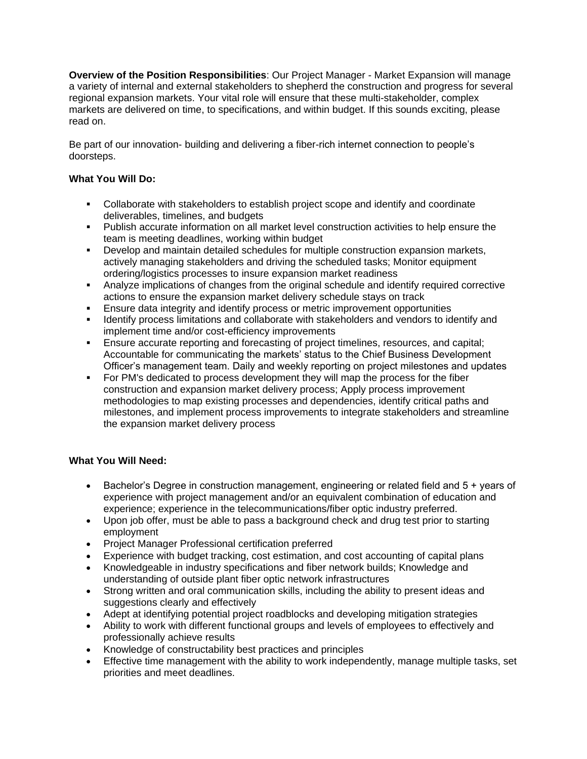**Overview of the Position Responsibilities**: Our Project Manager - Market Expansion will manage a variety of internal and external stakeholders to shepherd the construction and progress for several regional expansion markets. Your vital role will ensure that these multi-stakeholder, complex markets are delivered on time, to specifications, and within budget. If this sounds exciting, please read on.

Be part of our innovation- building and delivering a fiber-rich internet connection to people's doorsteps.

**What You Will Do:**

- Collaborate with stakeholders to establish project scope and identify and coordinate deliverables, timelines, and budgets
- Publish accurate information on all market level construction activities to help ensure the team is meeting deadlines, working within budget
- Develop and maintain detailed schedules for multiple construction expansion markets, actively managing stakeholders and driving the scheduled tasks; Monitor equipment ordering/logistics processes to insure expansion market readiness
- Analyze implications of changes from the original schedule and identify required corrective actions to ensure the expansion market delivery schedule stays on track
- Ensure data integrity and identify process or metric improvement opportunities
- Identify process limitations and collaborate with stakeholders and vendors to identify and implement time and/or cost-efficiency improvements
- Ensure accurate reporting and forecasting of project timelines, resources, and capital; Accountable for communicating the markets' status to the Chief Business Development Officer's management team. Daily and weekly reporting on project milestones and updates
- For PM's dedicated to process development they will map the process for the fiber construction and expansion market delivery process; Apply process improvement methodologies to map existing processes and dependencies, identify critical paths and milestones, and implement process improvements to integrate stakeholders and streamline the expansion market delivery process

**What You Will Need:**

- Bachelor's Degree in construction management, engineering or related field and 5 + years of experience with project management and/or an equivalent combination of education and experience; experience in the telecommunications/fiber optic industry preferred.
- Upon job offer, must be able to pass a background check and drug test prior to starting employment
- Project Manager Professional certification preferred
- Experience with budget tracking, cost estimation, and cost accounting of capital plans
- Knowledgeable in industry specifications and fiber network builds; Knowledge and understanding of outside plant fiber optic network infrastructures
- Strong written and oral communication skills, including the ability to present ideas and suggestions clearly and effectively
- Adept at identifying potential project roadblocks and developing mitigation strategies
- Ability to work with different functional groups and levels of employees to effectively and professionally achieve results
- Knowledge of constructability best practices and principles
- Effective time management with the ability to work independently, manage multiple tasks, set priorities and meet deadlines.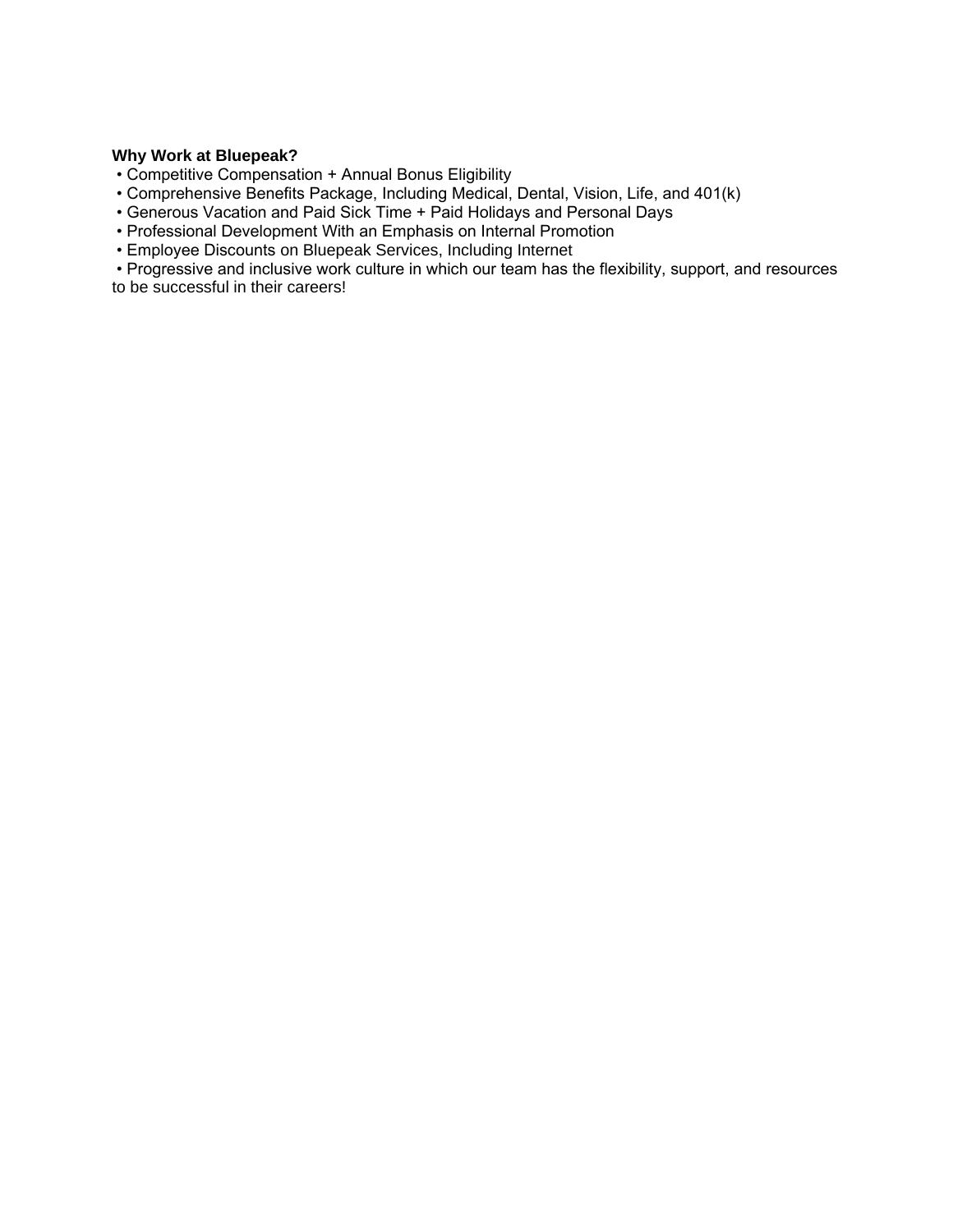**Why Work at Bluepeak?**

- Competitive Compensation + Annual Bonus Eligibility
- Comprehensive Benefits Package, Including Medical, Dental, Vision, Life, and 401(k)
- Generous Vacation and Paid Sick Time + Paid Holidays and Personal Days
- Professional Development With an Emphasis on Internal Promotion
- Employee Discounts on Bluepeak Services, Including Internet
- Progressive and inclusive work culture in which our team has the flexibility, support, and resources to be successful in their careers!